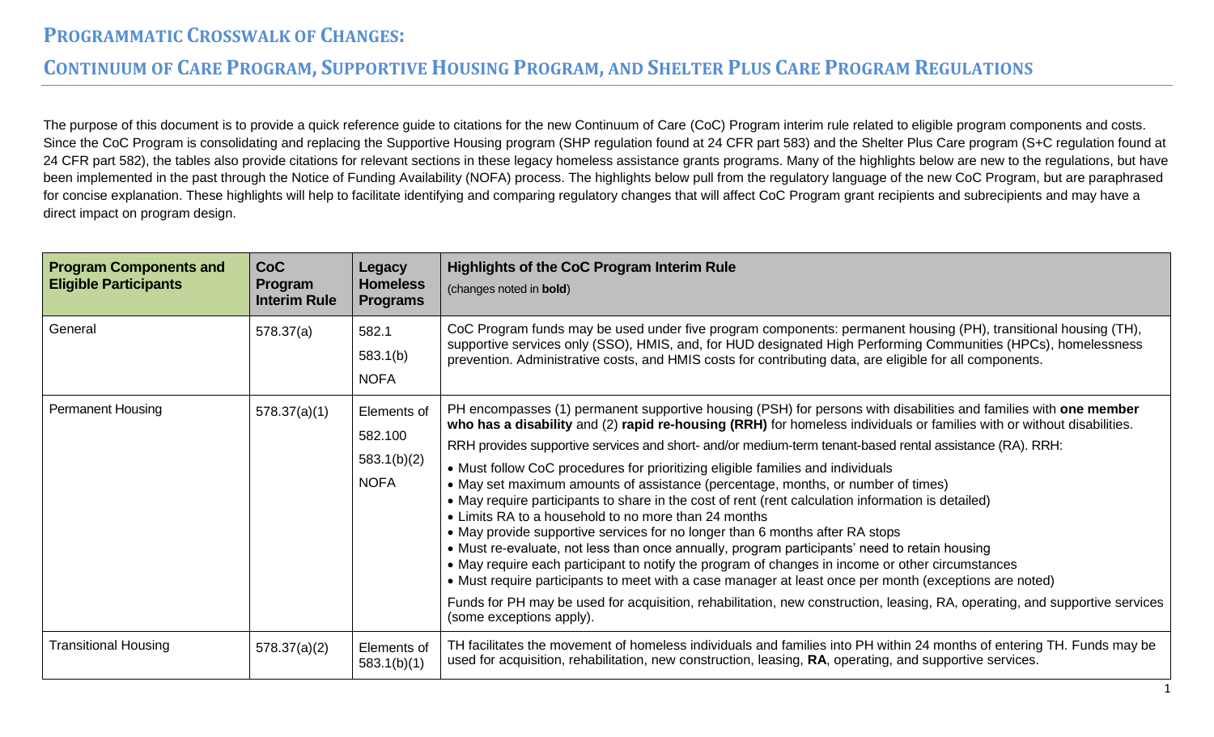# Programmatic Crosswalk of Changes:

## Continuum of Care Program, Supportive Housing Program, and Shelter Plus Care Program Regulations

The purpose of this document is to provide a quick reference guide to citations for the new Continuum of Care (CoC) Program interim rule related to eligible program components and costs. Since the CoC Program is consolidating and replacing the Supportive Housing program (SHP regulation found at 24 CFR part 583) and the Shelter Plus Care program (S+C regulation found at 24 CFR part 582), the tables also provide citations for relevant sections in these legacy homeless assistance grants programs. Many of the highlights below are new to the regulations, but have been implemented in the past through the Notice of Funding Availability (NOFA) process. The highlights below pull from the regulatory language of the new CoC Program, but are paraphrased for concise explanation. These highlights will help to facilitate identifying and comparing regulatory changes that will affect CoC Program grant recipients and subrecipients and may have a direct impact on program design.

| Program Components and Eligible Participants | CoC Program Interim Rule | Legacy Homeless Programs | Highlights of the CoC Program Interim Rule (changes noted in **bold**) |
|---|---|---|---|
| General | 578.37(a) | 582.1<br>583.1(b)<br>NOFA | CoC Program funds may be used under five program components: permanent housing (PH), transitional housing (TH), supportive services only (SSO), HMIS, and, for HUD designated High Performing Communities (HPCs), homelessness prevention. Administrative costs, and HMIS costs for contributing data, are eligible for all components. |
| Permanent Housing | 578.37(a)(1) | Elements of 582.100<br>583.1(b)(2)<br>NOFA | PH encompasses (1) permanent supportive housing (PSH) for persons with disabilities and families with **one member who has a disability** and (2) **rapid re-housing (RRH)** for homeless individuals or families with or without disabilities.<br>RRH provides supportive services and short- and/or medium-term tenant-based rental assistance (RA). RRH:<br>• Must follow CoC procedures for prioritizing eligible families and individuals<br>• May set maximum amounts of assistance (percentage, months, or number of times)<br>• May require participants to share in the cost of rent (rent calculation information is detailed)<br>• Limits RA to a household to no more than 24 months<br>• May provide supportive services for no longer than 6 months after RA stops<br>• Must re-evaluate, not less than once annually, program participants' need to retain housing<br>• May require each participant to notify the program of changes in income or other circumstances<br>• Must require participants to meet with a case manager at least once per month (exceptions are noted)<br>Funds for PH may be used for acquisition, rehabilitation, new construction, leasing, RA, operating, and supportive services (some exceptions apply). |
| Transitional Housing | 578.37(a)(2) | Elements of 583.1(b)(1) | TH facilitates the movement of homeless individuals and families into PH within 24 months of entering TH. Funds may be used for acquisition, rehabilitation, new construction, leasing, **RA**, operating, and supportive services. |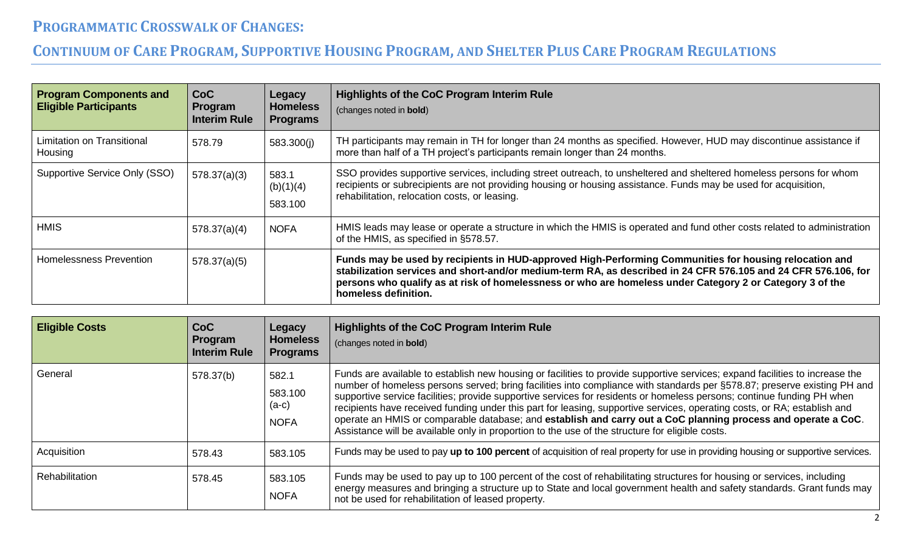## PROGRAMMATIC CROSSWALK OF CHANGES:

## CONTINUUM OF CARE PROGRAM, SUPPORTIVE HOUSING PROGRAM, AND SHELTER PLUS CARE PROGRAM REGULATIONS

| Program Components and Eligible Participants | CoC Program Interim Rule | Legacy Homeless Programs | Highlights of the CoC Program Interim Rule (changes noted in **bold**) |
|---|---|---|---|
| Limitation on Transitional Housing | 578.79 | 583.300(j) | TH participants may remain in TH for longer than 24 months as specified. However, HUD may discontinue assistance if more than half of a TH project's participants remain longer than 24 months. |
| Supportive Service Only (SSO) | 578.37(a)(3) | 583.1 (b)(1)(4) 583.100 | SSO provides supportive services, including street outreach, to unsheltered and sheltered homeless persons for whom recipients or subrecipients are not providing housing or housing assistance. Funds may be used for acquisition, rehabilitation, relocation costs, or leasing. |
| HMIS | 578.37(a)(4) | NOFA | HMIS leads may lease or operate a structure in which the HMIS is operated and fund other costs related to administration of the HMIS, as specified in §578.57. |
| Homelessness Prevention | 578.37(a)(5) | | **Funds may be used by recipients in HUD-approved High-Performing Communities for housing relocation and stabilization services and short-and/or medium-term RA, as described in 24 CFR 576.105 and 24 CFR 576.106, for persons who qualify as at risk of homelessness or who are homeless under Category 2 or Category 3 of the homeless definition.** |

| Eligible Costs | CoC Program Interim Rule | Legacy Homeless Programs | Highlights of the CoC Program Interim Rule (changes noted in **bold**) |
|---|---|---|---|
| General | 578.37(b) | 582.1 583.100 (a-c) NOFA | Funds are available to establish new housing or facilities to provide supportive services; expand facilities to increase the number of homeless persons served; bring facilities into compliance with standards per §578.87; preserve existing PH and supportive service facilities; provide supportive services for residents or homeless persons; continue funding PH when recipients have received funding under this part for leasing, supportive services, operating costs, or RA; establish and operate an HMIS or comparable database; and **establish and carry out a CoC planning process and operate a CoC**. Assistance will be available only in proportion to the use of the structure for eligible costs. |
| Acquisition | 578.43 | 583.105 | Funds may be used to pay **up to 100 percent** of acquisition of real property for use in providing housing or supportive services. |
| Rehabilitation | 578.45 | 583.105 NOFA | Funds may be used to pay up to 100 percent of the cost of rehabilitating structures for housing or services, including energy measures and bringing a structure up to State and local government health and safety standards. Grant funds may not be used for rehabilitation of leased property. |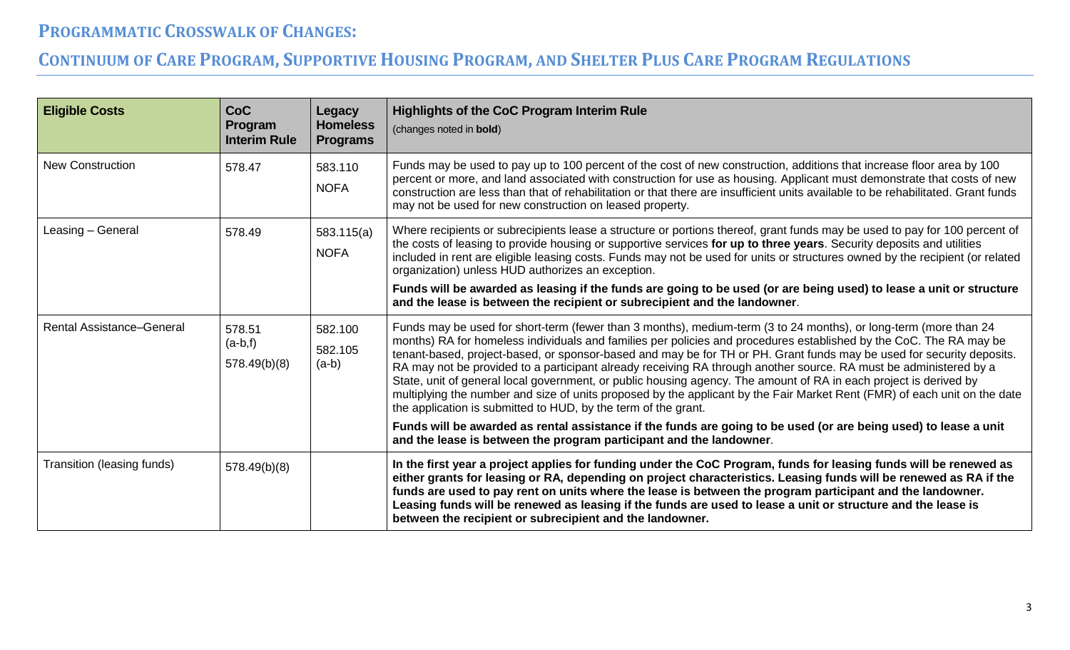## Programmatic Crosswalk of Changes:

## Continuum of Care Program, Supportive Housing Program, and Shelter Plus Care Program Regulations

| Eligible Costs | CoC Program Interim Rule | Legacy Homeless Programs | Highlights of the CoC Program Interim Rule (changes noted in **bold**) |
|---|---|---|---|
| New Construction | 578.47 | 583.110 NOFA | Funds may be used to pay up to 100 percent of the cost of new construction, additions that increase floor area by 100 percent or more, and land associated with construction for use as housing. Applicant must demonstrate that costs of new construction are less than that of rehabilitation or that there are insufficient units available to be rehabilitated. Grant funds may not be used for new construction on leased property. |
| Leasing – General | 578.49 | 583.115(a) NOFA | Where recipients or subrecipients lease a structure or portions thereof, grant funds may be used to pay for 100 percent of the costs of leasing to provide housing or supportive services **for up to three years**. Security deposits and utilities included in rent are eligible leasing costs. Funds may not be used for units or structures owned by the recipient (or related organization) unless HUD authorizes an exception. **Funds will be awarded as leasing if the funds are going to be used (or are being used) to lease a unit or structure and the lease is between the recipient or subrecipient and the landowner**. |
| Rental Assistance–General | 578.51 (a-b,f) 578.49(b)(8) | 582.100 582.105 (a-b) | Funds may be used for short-term (fewer than 3 months), medium-term (3 to 24 months), or long-term (more than 24 months) RA for homeless individuals and families per policies and procedures established by the CoC. The RA may be tenant-based, project-based, or sponsor-based and may be for TH or PH. Grant funds may be used for security deposits. RA may not be provided to a participant already receiving RA through another source. RA must be administered by a State, unit of general local government, or public housing agency. The amount of RA in each project is derived by multiplying the number and size of units proposed by the applicant by the Fair Market Rent (FMR) of each unit on the date the application is submitted to HUD, by the term of the grant. **Funds will be awarded as rental assistance if the funds are going to be used (or are being used) to lease a unit and the lease is between the program participant and the landowner**. |
| Transition (leasing funds) | 578.49(b)(8) | | **In the first year a project applies for funding under the CoC Program, funds for leasing funds will be renewed as either grants for leasing or RA, depending on project characteristics. Leasing funds will be renewed as RA if the funds are used to pay rent on units where the lease is between the program participant and the landowner. Leasing funds will be renewed as leasing if the funds are used to lease a unit or structure and the lease is between the recipient or subrecipient and the landowner.** |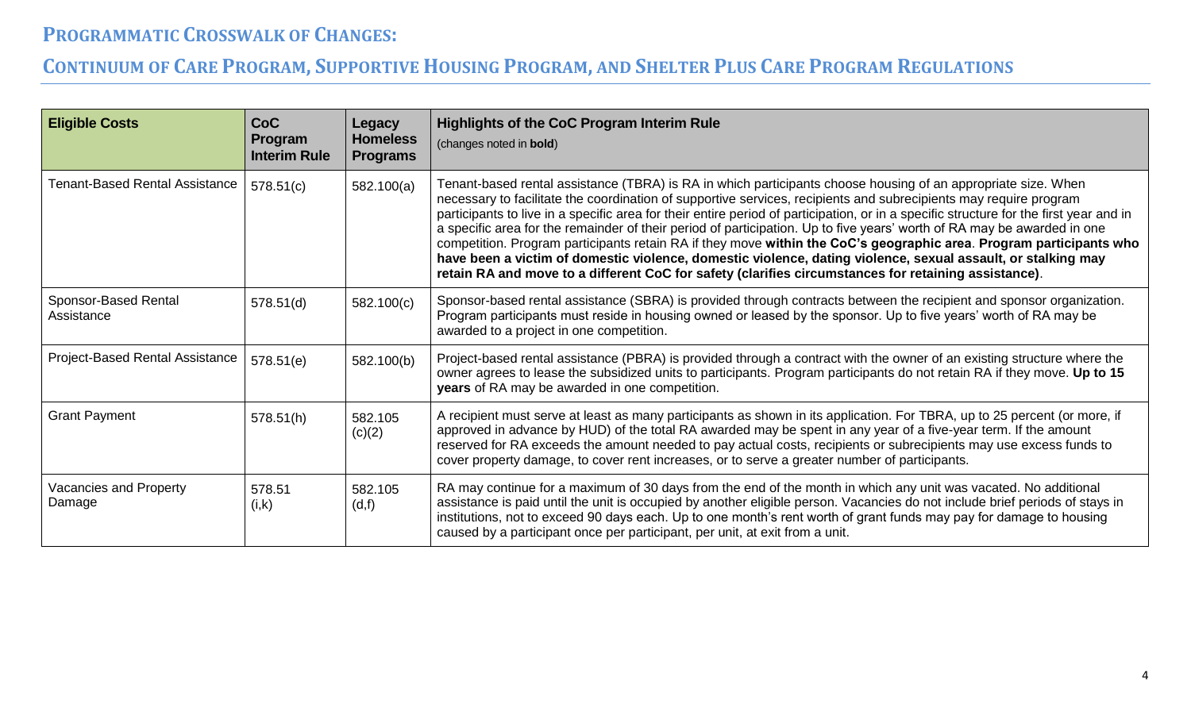## Programmatic Crosswalk of Changes:

## Continuum of Care Program, Supportive Housing Program, and Shelter Plus Care Program Regulations

| **Eligible Costs** | **CoC Program Interim Rule** | **Legacy Homeless Programs** | **Highlights of the CoC Program Interim Rule** (changes noted in **bold**) |
|---|---|---|---|
| Tenant-Based Rental Assistance | 578.51(c) | 582.100(a) | Tenant-based rental assistance (TBRA) is RA in which participants choose housing of an appropriate size. When necessary to facilitate the coordination of supportive services, recipients and subrecipients may require program participants to live in a specific area for their entire period of participation, or in a specific structure for the first year and in a specific area for the remainder of their period of participation. Up to five years' worth of RA may be awarded in one competition. Program participants retain RA if they move **within the CoC's geographic area**. **Program participants who have been a victim of domestic violence, domestic violence, dating violence, sexual assault, or stalking may retain RA and move to a different CoC for safety (clarifies circumstances for retaining assistance)**. |
| Sponsor-Based Rental Assistance | 578.51(d) | 582.100(c) | Sponsor-based rental assistance (SBRA) is provided through contracts between the recipient and sponsor organization. Program participants must reside in housing owned or leased by the sponsor. Up to five years' worth of RA may be awarded to a project in one competition. |
| Project-Based Rental Assistance | 578.51(e) | 582.100(b) | Project-based rental assistance (PBRA) is provided through a contract with the owner of an existing structure where the owner agrees to lease the subsidized units to participants. Program participants do not retain RA if they move. **Up to 15 years** of RA may be awarded in one competition. |
| Grant Payment | 578.51(h) | 582.105 (c)(2) | A recipient must serve at least as many participants as shown in its application. For TBRA, up to 25 percent (or more, if approved in advance by HUD) of the total RA awarded may be spent in any year of a five-year term. If the amount reserved for RA exceeds the amount needed to pay actual costs, recipients or subrecipients may use excess funds to cover property damage, to cover rent increases, or to serve a greater number of participants. |
| Vacancies and Property Damage | 578.51 (i,k) | 582.105 (d,f) | RA may continue for a maximum of 30 days from the end of the month in which any unit was vacated. No additional assistance is paid until the unit is occupied by another eligible person. Vacancies do not include brief periods of stays in institutions, not to exceed 90 days each. Up to one month's rent worth of grant funds may pay for damage to housing caused by a participant once per participant, per unit, at exit from a unit. |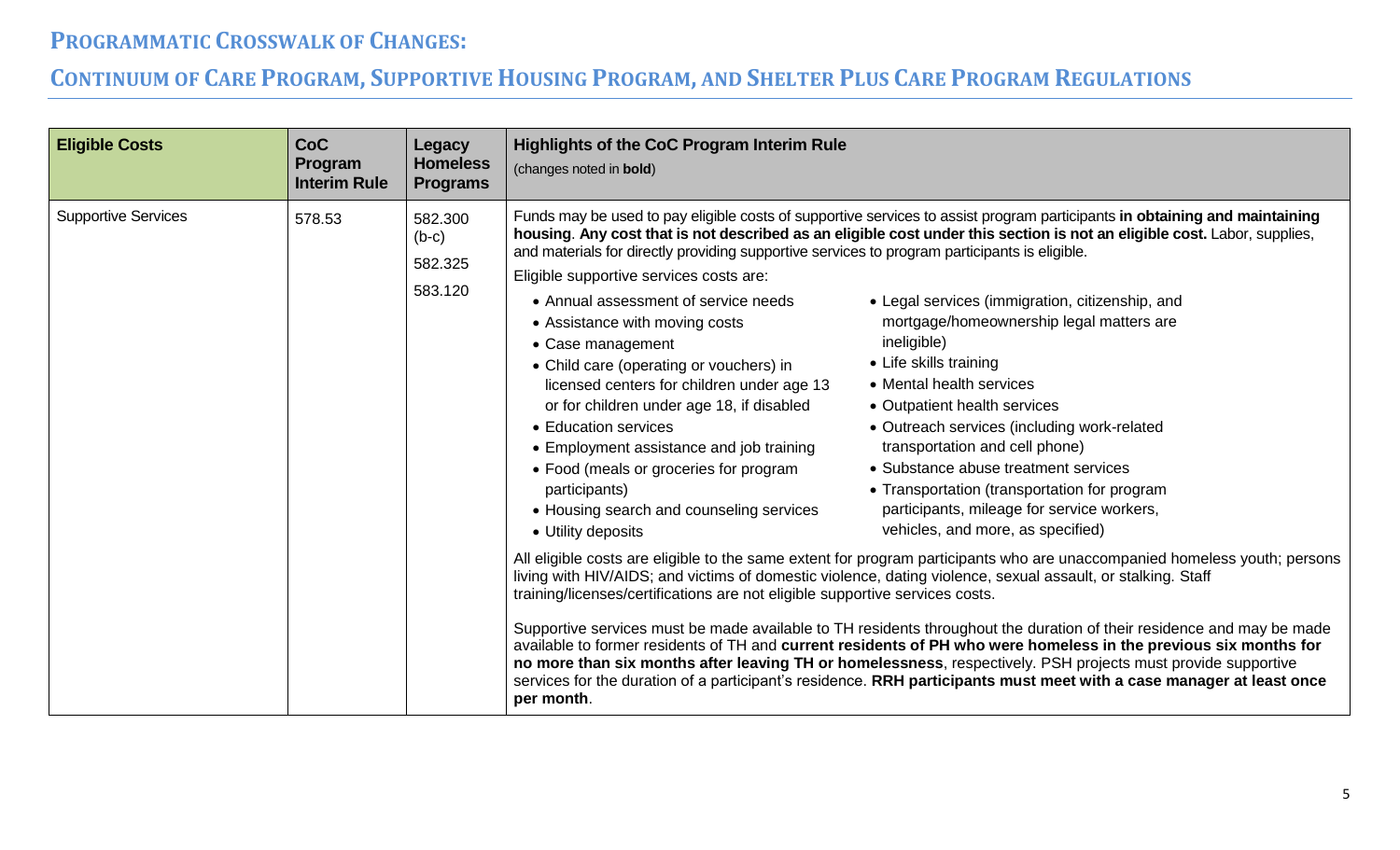## Programmatic Crosswalk of Changes:

## Continuum of Care Program, Supportive Housing Program, and Shelter Plus Care Program Regulations

| Eligible Costs | CoC Program Interim Rule | Legacy Homeless Programs | Highlights of the CoC Program Interim Rule (changes noted in **bold**) |
|---|---|---|---|
| Supportive Services | 578.53 | 582.300 (b-c)<br>582.325<br>583.120 | Funds may be used to pay eligible costs of supportive services to assist program participants **in obtaining and maintaining housing**. **Any cost that is not described as an eligible cost under this section is not an eligible cost.** Labor, supplies, and materials for directly providing supportive services to program participants is eligible.<br>Eligible supportive services costs are:<br>• Annual assessment of service needs<br>• Assistance with moving costs<br>• Case management<br>• Child care (operating or vouchers) in licensed centers for children under age 13 or for children under age 18, if disabled<br>• Education services<br>• Employment assistance and job training<br>• Food (meals or groceries for program participants)<br>• Housing search and counseling services<br>• Utility deposits<br>• Legal services (immigration, citizenship, and mortgage/homeownership legal matters are ineligible)<br>• Life skills training<br>• Mental health services<br>• Outpatient health services<br>• Outreach services (including work-related transportation and cell phone)<br>• Substance abuse treatment services<br>• Transportation (transportation for program participants, mileage for service workers, vehicles, and more, as specified)<br>All eligible costs are eligible to the same extent for program participants who are unaccompanied homeless youth; persons living with HIV/AIDS; and victims of domestic violence, dating violence, sexual assault, or stalking. Staff training/licenses/certifications are not eligible supportive services costs.<br>Supportive services must be made available to TH residents throughout the duration of their residence and may be made available to former residents of TH and **current residents of PH who were homeless in the previous six months for no more than six months after leaving TH or homelessness**, respectively. PSH projects must provide supportive services for the duration of a participant's residence. **RRH participants must meet with a case manager at least once per month**. |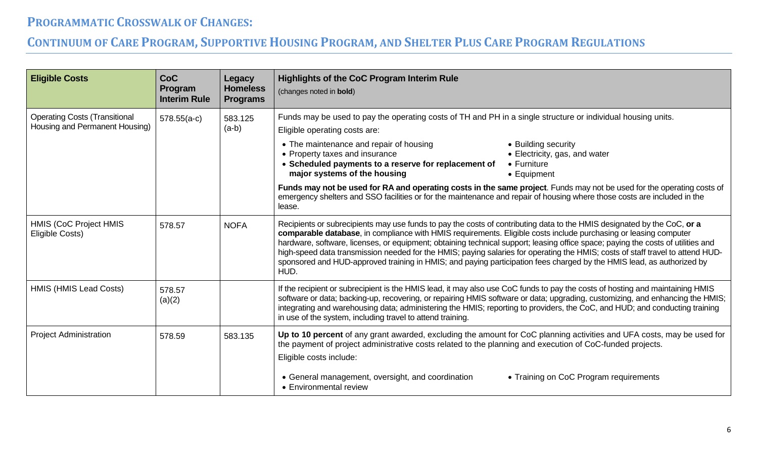## Programmatic Crosswalk of Changes:

## Continuum of Care Program, Supportive Housing Program, and Shelter Plus Care Program Regulations

| Eligible Costs | CoC Program Interim Rule | Legacy Homeless Programs | Highlights of the CoC Program Interim Rule (changes noted in **bold**) |
|---|---|---|---|
| Operating Costs (Transitional Housing and Permanent Housing) | 578.55(a-c) | 583.125 (a-b) | Funds may be used to pay the operating costs of TH and PH in a single structure or individual housing units.<br>Eligible operating costs are:<br>• The maintenance and repair of housing<br>• Property taxes and insurance<br>• **Scheduled payments to a reserve for replacement of major systems of the housing**<br>• Building security<br>• Electricity, gas, and water<br>• Furniture<br>• Equipment<br>**Funds may not be used for RA and operating costs in the same project**. Funds may not be used for the operating costs of emergency shelters and SSO facilities or for the maintenance and repair of housing where those costs are included in the lease. |
| HMIS (CoC Project HMIS Eligible Costs) | 578.57 | NOFA | Recipients or subrecipients may use funds to pay the costs of contributing data to the HMIS designated by the CoC, **or a comparable database**, in compliance with HMIS requirements. Eligible costs include purchasing or leasing computer hardware, software, licenses, or equipment; obtaining technical support; leasing office space; paying the costs of utilities and high-speed data transmission needed for the HMIS; paying salaries for operating the HMIS; costs of staff travel to attend HUD-sponsored and HUD-approved training in HMIS; and paying participation fees charged by the HMIS lead, as authorized by HUD. |
| HMIS (HMIS Lead Costs) | 578.57 (a)(2) | | If the recipient or subrecipient is the HMIS lead, it may also use CoC funds to pay the costs of hosting and maintaining HMIS software or data; backing-up, recovering, or repairing HMIS software or data; upgrading, customizing, and enhancing the HMIS; integrating and warehousing data; administering the HMIS; reporting to providers, the CoC, and HUD; and conducting training in use of the system, including travel to attend training. |
| Project Administration | 578.59 | 583.135 | **Up to 10 percent** of any grant awarded, excluding the amount for CoC planning activities and UFA costs, may be used for the payment of project administrative costs related to the planning and execution of CoC-funded projects.<br>Eligible costs include:<br>• General management, oversight, and coordination<br>• Environmental review<br>• Training on CoC Program requirements |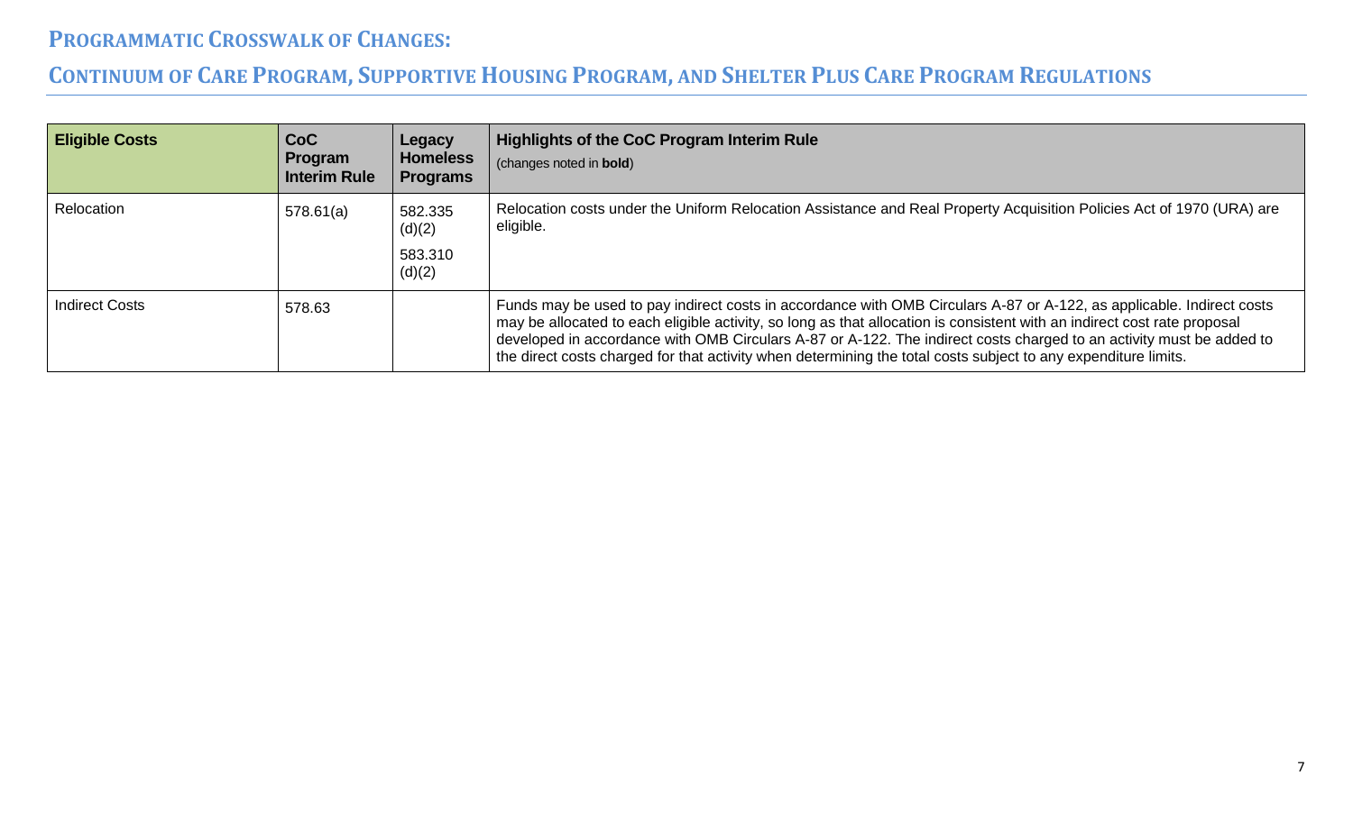## Programmatic Crosswalk of Changes:

## Continuum of Care Program, Supportive Housing Program, and Shelter Plus Care Program Regulations

| Eligible Costs | CoC Program Interim Rule | Legacy Homeless Programs | Highlights of the CoC Program Interim Rule (changes noted in **bold**) |
|---|---|---|---|
| Relocation | 578.61(a) | 582.335 (d)(2)<br>583.310 (d)(2) | Relocation costs under the Uniform Relocation Assistance and Real Property Acquisition Policies Act of 1970 (URA) are eligible. |
| Indirect Costs | 578.63 | | Funds may be used to pay indirect costs in accordance with OMB Circulars A-87 or A-122, as applicable. Indirect costs may be allocated to each eligible activity, so long as that allocation is consistent with an indirect cost rate proposal developed in accordance with OMB Circulars A-87 or A-122. The indirect costs charged to an activity must be added to the direct costs charged for that activity when determining the total costs subject to any expenditure limits. |